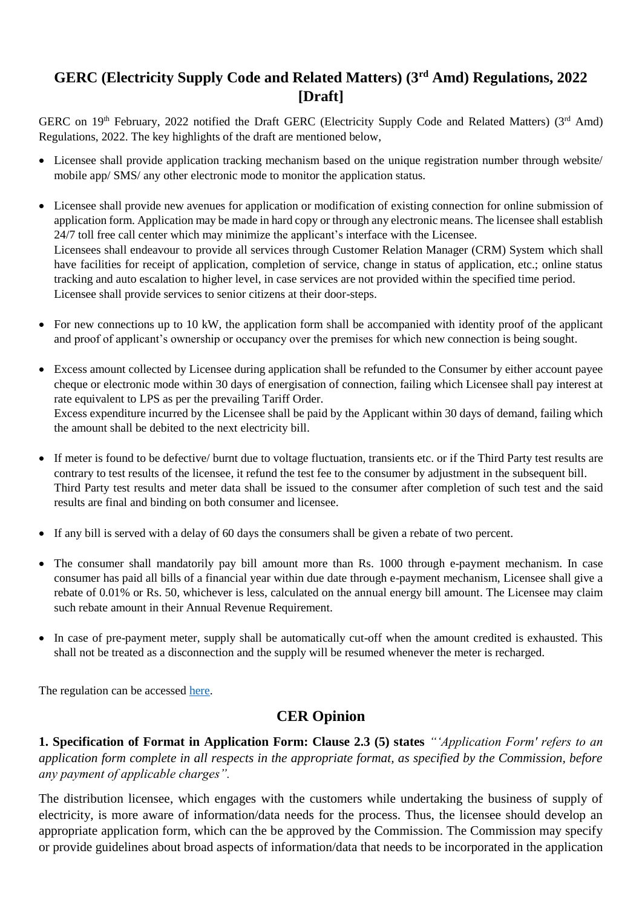# GERC (Electricity Supply Code and Related Matters) (3rd Amd) Regulations, 2022 [Draft]

GERC on 19th February, 2022 notified the Draft GERC (Electricity Supply Code and Related Matters) (3rd Amd) Regulations, 2022. The key highlights of the draft are mentioned below,

- Licensee shall provide application tracking mechanism based on the unique registration number through website/ mobile app/ SMS/ any other electronic mode to monitor the application status.

- Licensee shall provide new avenues for application or modification of existing connection for online submission of application form. Application may be made in hard copy or through any electronic means. The licensee shall establish 24/7 toll free call center which may minimize the applicant's interface with the Licensee.
  Licensees shall endeavour to provide all services through Customer Relation Manager (CRM) System which shall have facilities for receipt of application, completion of service, change in status of application, etc.; online status tracking and auto escalation to higher level, in case services are not provided within the specified time period.
  Licensee shall provide services to senior citizens at their door-steps.

- For new connections up to 10 kW, the application form shall be accompanied with identity proof of the applicant and proof of applicant's ownership or occupancy over the premises for which new connection is being sought.

- Excess amount collected by Licensee during application shall be refunded to the Consumer by either account payee cheque or electronic mode within 30 days of energisation of connection, failing which Licensee shall pay interest at rate equivalent to LPS as per the prevailing Tariff Order.
  Excess expenditure incurred by the Licensee shall be paid by the Applicant within 30 days of demand, failing which the amount shall be debited to the next electricity bill.

- If meter is found to be defective/ burnt due to voltage fluctuation, transients etc. or if the Third Party test results are contrary to test results of the licensee, it refund the test fee to the consumer by adjustment in the subsequent bill.
  Third Party test results and meter data shall be issued to the consumer after completion of such test and the said results are final and binding on both consumer and licensee.

- If any bill is served with a delay of 60 days the consumers shall be given a rebate of two percent.

- The consumer shall mandatorily pay bill amount more than Rs. 1000 through e-payment mechanism. In case consumer has paid all bills of a financial year within due date through e-payment mechanism, Licensee shall give a rebate of 0.01% or Rs. 50, whichever is less, calculated on the annual energy bill amount. The Licensee may claim such rebate amount in their Annual Revenue Requirement.

- In case of pre-payment meter, supply shall be automatically cut-off when the amount credited is exhausted. This shall not be treated as a disconnection and the supply will be resumed whenever the meter is recharged.

The regulation can be accessed here.

## CER Opinion

**1. Specification of Format in Application Form: Clause 2.3 (5) states** *"'Application Form' refers to an application form complete in all respects in the appropriate format, as specified by the Commission, before any payment of applicable charges".*

The distribution licensee, which engages with the customers while undertaking the business of supply of electricity, is more aware of information/data needs for the process. Thus, the licensee should develop an appropriate application form, which can the be approved by the Commission. The Commission may specify or provide guidelines about broad aspects of information/data that needs to be incorporated in the application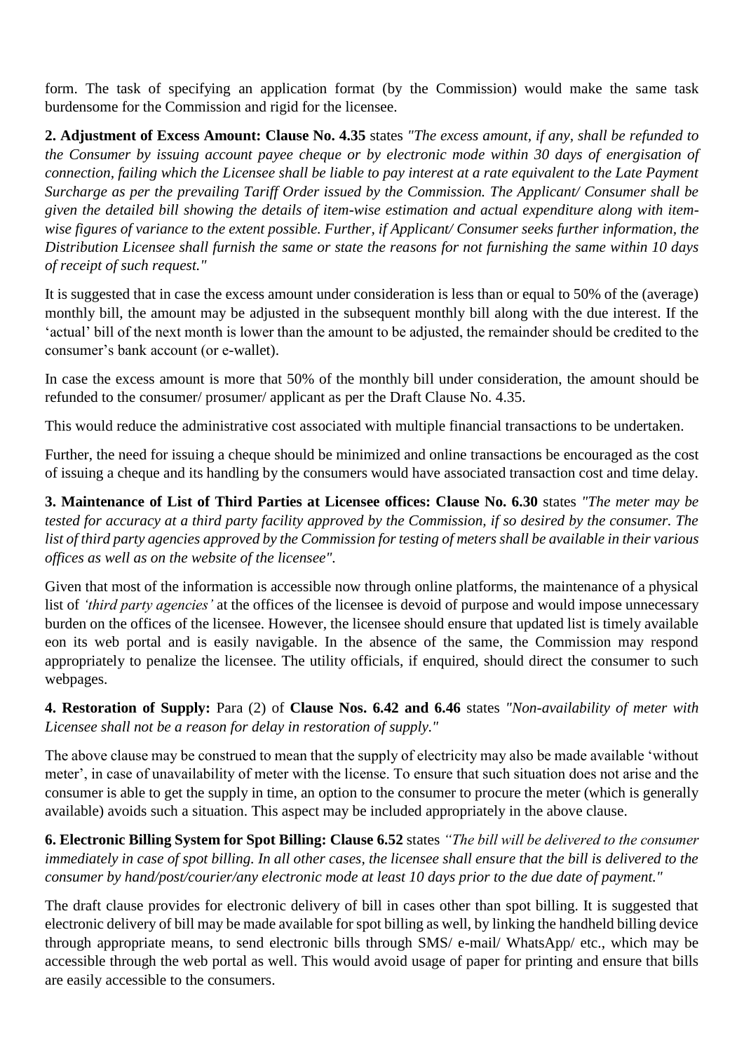form. The task of specifying an application format (by the Commission) would make the same task burdensome for the Commission and rigid for the licensee.

**2. Adjustment of Excess Amount: Clause No. 4.35** states *"The excess amount, if any, shall be refunded to the Consumer by issuing account payee cheque or by electronic mode within 30 days of energisation of connection, failing which the Licensee shall be liable to pay interest at a rate equivalent to the Late Payment Surcharge as per the prevailing Tariff Order issued by the Commission. The Applicant/ Consumer shall be given the detailed bill showing the details of item-wise estimation and actual expenditure along with item-wise figures of variance to the extent possible. Further, if Applicant/ Consumer seeks further information, the Distribution Licensee shall furnish the same or state the reasons for not furnishing the same within 10 days of receipt of such request."*

It is suggested that in case the excess amount under consideration is less than or equal to 50% of the (average) monthly bill, the amount may be adjusted in the subsequent monthly bill along with the due interest. If the 'actual' bill of the next month is lower than the amount to be adjusted, the remainder should be credited to the consumer's bank account (or e-wallet).

In case the excess amount is more that 50% of the monthly bill under consideration, the amount should be refunded to the consumer/ prosumer/ applicant as per the Draft Clause No. 4.35.

This would reduce the administrative cost associated with multiple financial transactions to be undertaken.

Further, the need for issuing a cheque should be minimized and online transactions be encouraged as the cost of issuing a cheque and its handling by the consumers would have associated transaction cost and time delay.

**3. Maintenance of List of Third Parties at Licensee offices: Clause No. 6.30** states *"The meter may be tested for accuracy at a third party facility approved by the Commission, if so desired by the consumer. The list of third party agencies approved by the Commission for testing of meters shall be available in their various offices as well as on the website of the licensee".*

Given that most of the information is accessible now through online platforms, the maintenance of a physical list of *'third party agencies'* at the offices of the licensee is devoid of purpose and would impose unnecessary burden on the offices of the licensee. However, the licensee should ensure that updated list is timely available eon its web portal and is easily navigable. In the absence of the same, the Commission may respond appropriately to penalize the licensee. The utility officials, if enquired, should direct the consumer to such webpages.

**4. Restoration of Supply:** Para (2) of **Clause Nos. 6.42 and 6.46** states *"Non-availability of meter with Licensee shall not be a reason for delay in restoration of supply."*

The above clause may be construed to mean that the supply of electricity may also be made available 'without meter', in case of unavailability of meter with the license. To ensure that such situation does not arise and the consumer is able to get the supply in time, an option to the consumer to procure the meter (which is generally available) avoids such a situation. This aspect may be included appropriately in the above clause.

**6. Electronic Billing System for Spot Billing: Clause 6.52** states *"The bill will be delivered to the consumer immediately in case of spot billing. In all other cases, the licensee shall ensure that the bill is delivered to the consumer by hand/post/courier/any electronic mode at least 10 days prior to the due date of payment."*

The draft clause provides for electronic delivery of bill in cases other than spot billing. It is suggested that electronic delivery of bill may be made available for spot billing as well, by linking the handheld billing device through appropriate means, to send electronic bills through SMS/ e-mail/ WhatsApp/ etc., which may be accessible through the web portal as well. This would avoid usage of paper for printing and ensure that bills are easily accessible to the consumers.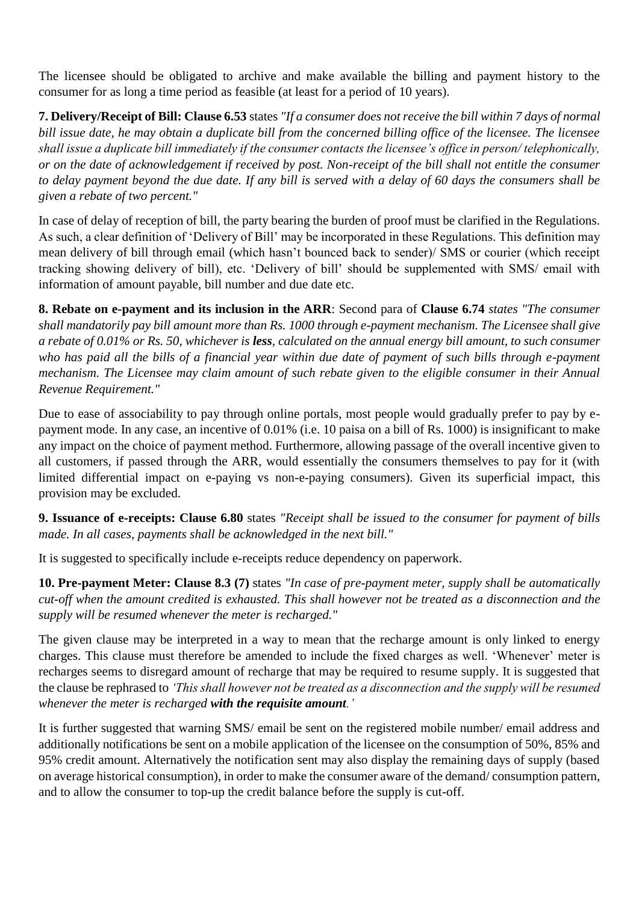The licensee should be obligated to archive and make available the billing and payment history to the consumer for as long a time period as feasible (at least for a period of 10 years).

**7. Delivery/Receipt of Bill: Clause 6.53** states *"If a consumer does not receive the bill within 7 days of normal bill issue date, he may obtain a duplicate bill from the concerned billing office of the licensee. The licensee shall issue a duplicate bill immediately if the consumer contacts the licensee's office in person/ telephonically, or on the date of acknowledgement if received by post. Non-receipt of the bill shall not entitle the consumer to delay payment beyond the due date. If any bill is served with a delay of 60 days the consumers shall be given a rebate of two percent."*

In case of delay of reception of bill, the party bearing the burden of proof must be clarified in the Regulations. As such, a clear definition of 'Delivery of Bill' may be incorporated in these Regulations. This definition may mean delivery of bill through email (which hasn't bounced back to sender)/ SMS or courier (which receipt tracking showing delivery of bill), etc. 'Delivery of bill' should be supplemented with SMS/ email with information of amount payable, bill number and due date etc.

**8. Rebate on e-payment and its inclusion in the ARR**: Second para of **Clause 6.74** *states "The consumer shall mandatorily pay bill amount more than Rs. 1000 through e-payment mechanism. The Licensee shall give a rebate of 0.01% or Rs. 50, whichever is **less**, calculated on the annual energy bill amount, to such consumer who has paid all the bills of a financial year within due date of payment of such bills through e-payment mechanism. The Licensee may claim amount of such rebate given to the eligible consumer in their Annual Revenue Requirement."*

Due to ease of associability to pay through online portals, most people would gradually prefer to pay by e-payment mode. In any case, an incentive of 0.01% (i.e. 10 paisa on a bill of Rs. 1000) is insignificant to make any impact on the choice of payment method. Furthermore, allowing passage of the overall incentive given to all customers, if passed through the ARR, would essentially the consumers themselves to pay for it (with limited differential impact on e-paying vs non-e-paying consumers). Given its superficial impact, this provision may be excluded.

**9. Issuance of e-receipts: Clause 6.80** states *"Receipt shall be issued to the consumer for payment of bills made. In all cases, payments shall be acknowledged in the next bill."*

It is suggested to specifically include e-receipts reduce dependency on paperwork.

**10. Pre-payment Meter: Clause 8.3 (7)** states *"In case of pre-payment meter, supply shall be automatically cut-off when the amount credited is exhausted. This shall however not be treated as a disconnection and the supply will be resumed whenever the meter is recharged."*

The given clause may be interpreted in a way to mean that the recharge amount is only linked to energy charges. This clause must therefore be amended to include the fixed charges as well. 'Whenever' meter is recharges seems to disregard amount of recharge that may be required to resume supply. It is suggested that the clause be rephrased to *'This shall however not be treated as a disconnection and the supply will be resumed whenever the meter is recharged **with the requisite amount**.'*

It is further suggested that warning SMS/ email be sent on the registered mobile number/ email address and additionally notifications be sent on a mobile application of the licensee on the consumption of 50%, 85% and 95% credit amount. Alternatively the notification sent may also display the remaining days of supply (based on average historical consumption), in order to make the consumer aware of the demand/ consumption pattern, and to allow the consumer to top-up the credit balance before the supply is cut-off.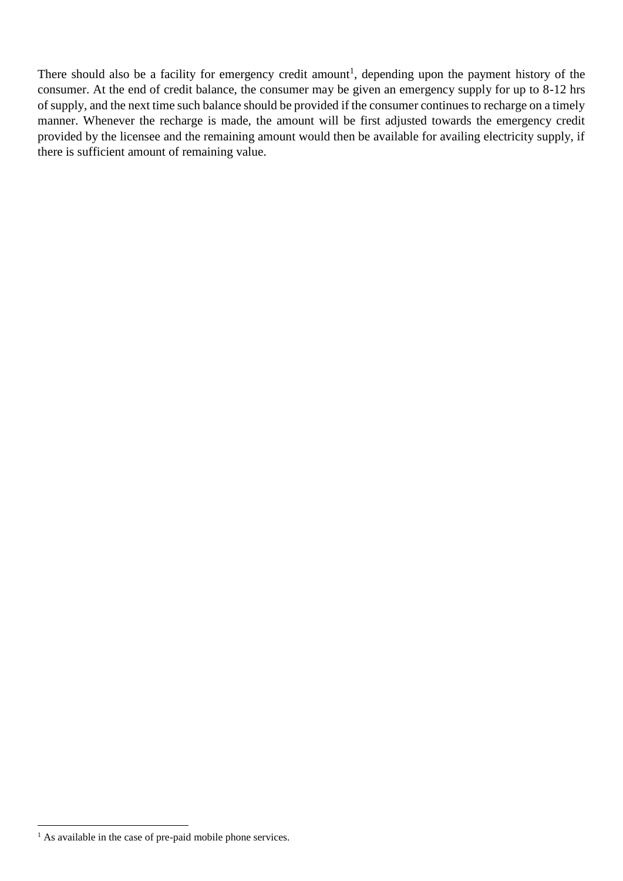There should also be a facility for emergency credit amount[1], depending upon the payment history of the consumer. At the end of credit balance, the consumer may be given an emergency supply for up to 8-12 hrs of supply, and the next time such balance should be provided if the consumer continues to recharge on a timely manner. Whenever the recharge is made, the amount will be first adjusted towards the emergency credit provided by the licensee and the remaining amount would then be available for availing electricity supply, if there is sufficient amount of remaining value.

[1] As available in the case of pre-paid mobile phone services.